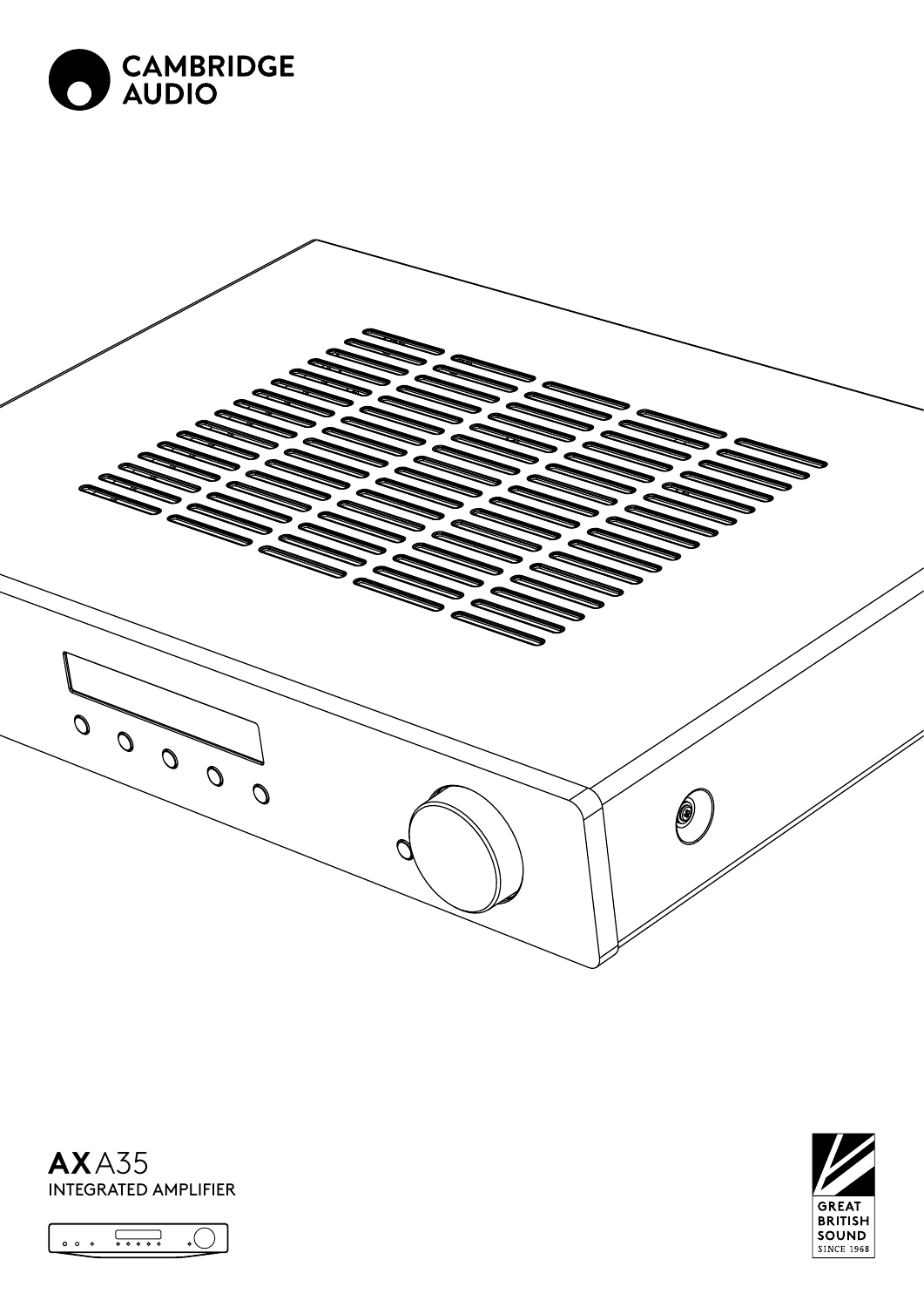CAMBRIDGE
AUDIO

**AX** A35
INTEGRATED AMPLIFIER

GREAT
BRITISH
SOUND
SINCE 1968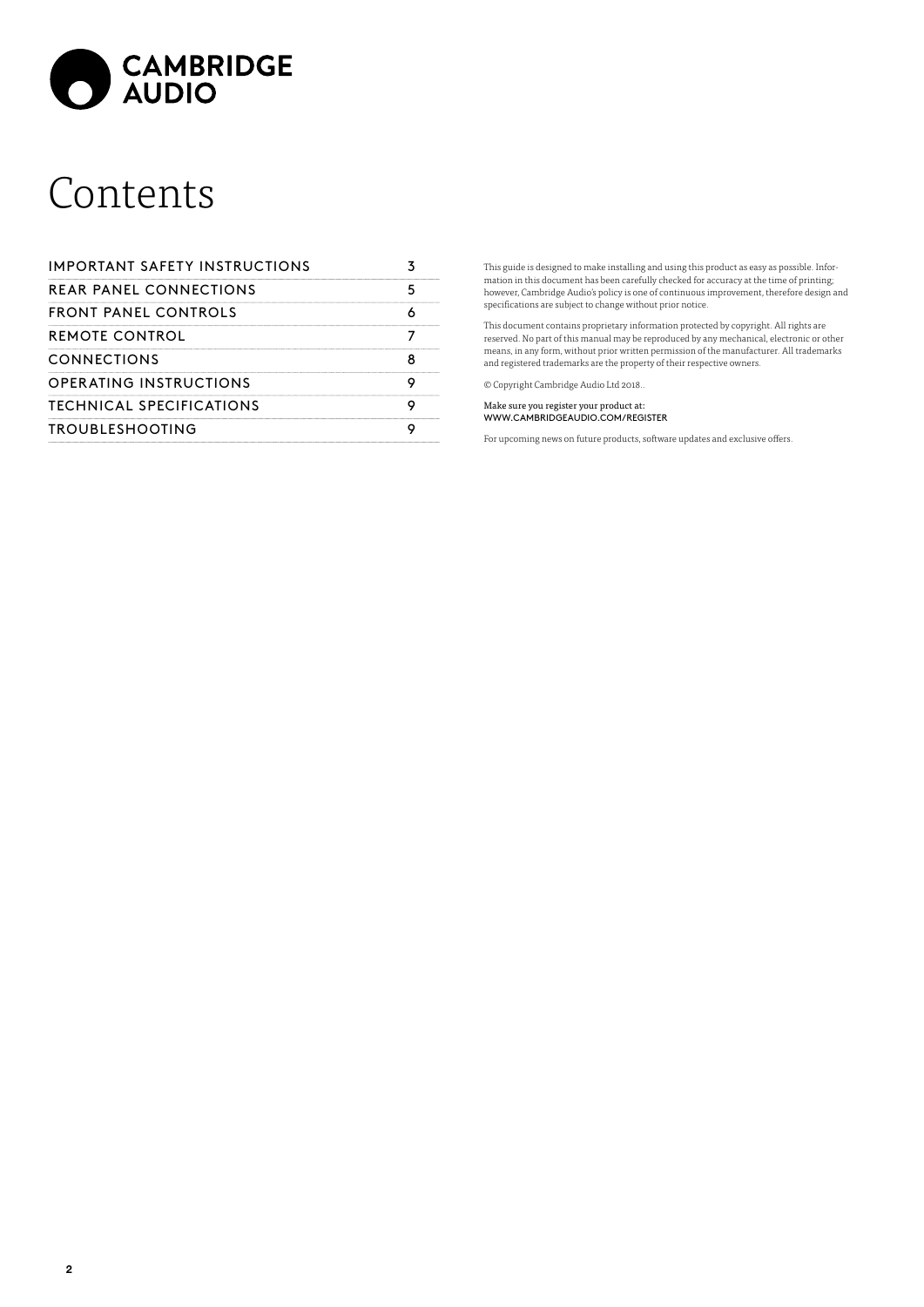CAMBRIDGE AUDIO

# Contents

| | |
|---|---|
| IMPORTANT SAFETY INSTRUCTIONS | 3 |
| REAR PANEL CONNECTIONS | 5 |
| FRONT PANEL CONTROLS | 6 |
| REMOTE CONTROL | 7 |
| CONNECTIONS | 8 |
| OPERATING INSTRUCTIONS | 9 |
| TECHNICAL SPECIFICATIONS | 9 |
| TROUBLESHOOTING | 9 |

This guide is designed to make installing and using this product as easy as possible. Information in this document has been carefully checked for accuracy at the time of printing; however, Cambridge Audio's policy is one of continuous improvement, therefore design and specifications are subject to change without prior notice.

This document contains proprietary information protected by copyright. All rights are reserved. No part of this manual may be reproduced by any mechanical, electronic or other means, in any form, without prior written permission of the manufacturer. All trademarks and registered trademarks are the property of their respective owners.

© Copyright Cambridge Audio Ltd 2018..

Make sure you register your product at:
WWW.CAMBRIDGEAUDIO.COM/REGISTER

For upcoming news on future products, software updates and exclusive offers.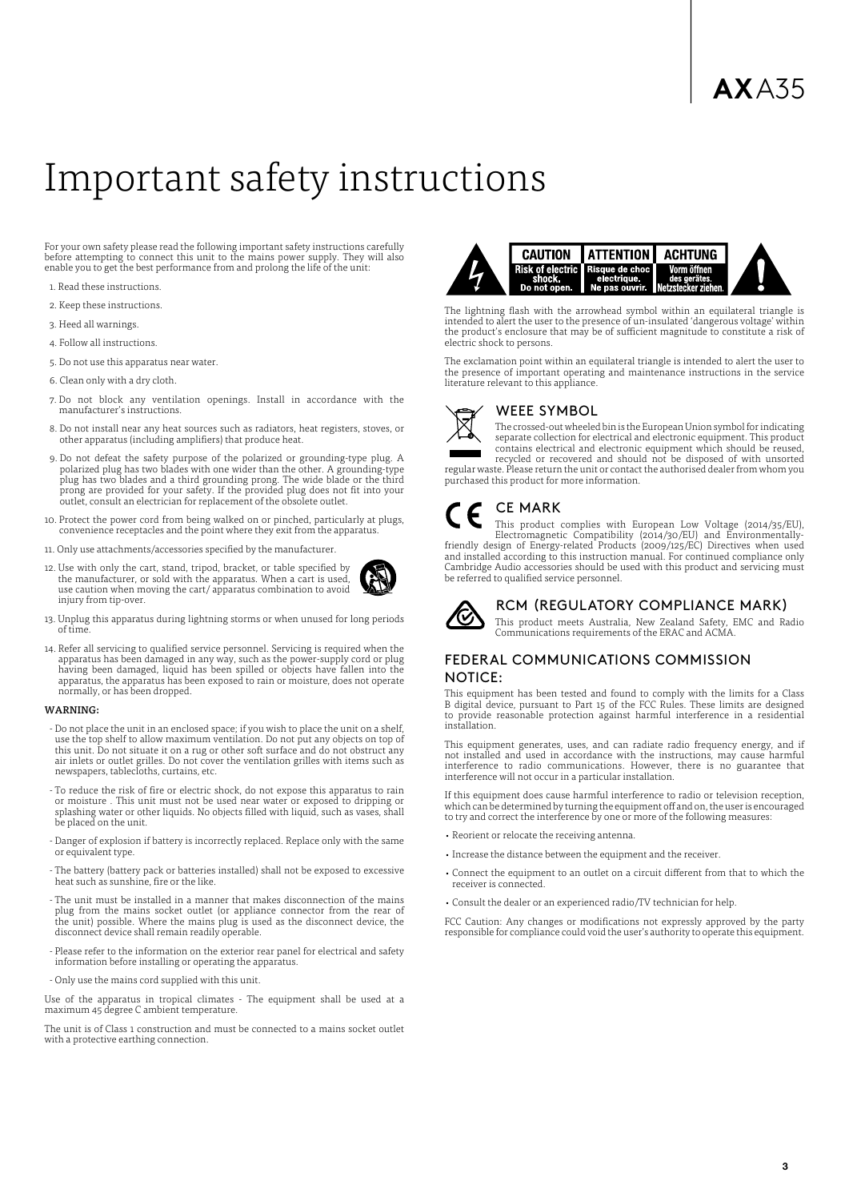# Important safety instructions

For your own safety please read the following important safety instructions carefully before attempting to connect this unit to the mains power supply. They will also enable you to get the best performance from and prolong the life of the unit:

1. Read these instructions.
2. Keep these instructions.
3. Heed all warnings.
4. Follow all instructions.
5. Do not use this apparatus near water.
6. Clean only with a dry cloth.
7. Do not block any ventilation openings. Install in accordance with the manufacturer's instructions.
8. Do not install near any heat sources such as radiators, heat registers, stoves, or other apparatus (including amplifiers) that produce heat.
9. Do not defeat the safety purpose of the polarized or grounding-type plug. A polarized plug has two blades with one wider than the other. A grounding-type plug has two blades and a third grounding prong. The wide blade or the third prong are provided for your safety. If the provided plug does not fit into your outlet, consult an electrician for replacement of the obsolete outlet.
10. Protect the power cord from being walked on or pinched, particularly at plugs, convenience receptacles and the point where they exit from the apparatus.
11. Only use attachments/accessories specified by the manufacturer.
12. Use with only the cart, stand, tripod, bracket, or table specified by the manufacturer, or sold with the apparatus. When a cart is used, use caution when moving the cart/ apparatus combination to avoid injury from tip-over.
13. Unplug this apparatus during lightning storms or when unused for long periods of time.
14. Refer all servicing to qualified service personnel. Servicing is required when the apparatus has been damaged in any way, such as the power-supply cord or plug having been damaged, liquid has been spilled or objects have fallen into the apparatus, the apparatus has been exposed to rain or moisture, does not operate normally, or has been dropped.

**WARNING:**

- Do not place the unit in an enclosed space; if you wish to place the unit on a shelf, use the top shelf to allow maximum ventilation. Do not put any objects on top of this unit. Do not situate it on a rug or other soft surface and do not obstruct any air inlets or outlet grilles. Do not cover the ventilation grilles with items such as newspapers, tablecloths, curtains, etc.
- To reduce the risk of fire or electric shock, do not expose this apparatus to rain or moisture . This unit must not be used near water or exposed to dripping or splashing water or other liquids. No objects filled with liquid, such as vases, shall be placed on the unit.
- Danger of explosion if battery is incorrectly replaced. Replace only with the same or equivalent type.
- The battery (battery pack or batteries installed) shall not be exposed to excessive heat such as sunshine, fire or the like.
- The unit must be installed in a manner that makes disconnection of the mains plug from the mains socket outlet (or appliance connector from the rear of the unit) possible. Where the mains plug is used as the disconnect device, the disconnect device shall remain readily operable.
- Please refer to the information on the exterior rear panel for electrical and safety information before installing or operating the apparatus.
- Only use the mains cord supplied with this unit.

Use of the apparatus in tropical climates - The equipment shall be used at a maximum 45 degree C ambient temperature.

The unit is of Class 1 construction and must be connected to a mains socket outlet with a protective earthing connection.

CAUTION – Risk of electric shock, Do not open. | ATTENTION – Risque de choc electrique. Ne pas ouvrir. | ACHTUNG – Vorm öffnen des gerätes, Netzstecker ziehen.

The lightning flash with the arrowhead symbol within an equilateral triangle is intended to alert the user to the presence of un-insulated 'dangerous voltage' within the product's enclosure that may be of sufficient magnitude to constitute a risk of electric shock to persons.

The exclamation point within an equilateral triangle is intended to alert the user to the presence of important operating and maintenance instructions in the service literature relevant to this appliance.

## WEEE SYMBOL

The crossed-out wheeled bin is the European Union symbol for indicating separate collection for electrical and electronic equipment. This product contains electrical and electronic equipment which should be reused, recycled or recovered and should not be disposed of with unsorted regular waste. Please return the unit or contact the authorised dealer from whom you purchased this product for more information.

## CE MARK

This product complies with European Low Voltage (2014/35/EU), Electromagnetic Compatibility (2014/30/EU) and Environmentally-friendly design of Energy-related Products (2009/125/EC) Directives when used and installed according to this instruction manual. For continued compliance only Cambridge Audio accessories should be used with this product and servicing must be referred to qualified service personnel.

## RCM (REGULATORY COMPLIANCE MARK)

This product meets Australia, New Zealand Safety, EMC and Radio Communications requirements of the ERAC and ACMA.

## FEDERAL COMMUNICATIONS COMMISSION NOTICE:

This equipment has been tested and found to comply with the limits for a Class B digital device, pursuant to Part 15 of the FCC Rules. These limits are designed to provide reasonable protection against harmful interference in a residential installation.

This equipment generates, uses, and can radiate radio frequency energy, and if not installed and used in accordance with the instructions, may cause harmful interference to radio communications. However, there is no guarantee that interference will not occur in a particular installation.

If this equipment does cause harmful interference to radio or television reception, which can be determined by turning the equipment off and on, the user is encouraged to try and correct the interference by one or more of the following measures:

- Reorient or relocate the receiving antenna.
- Increase the distance between the equipment and the receiver.
- Connect the equipment to an outlet on a circuit different from that to which the receiver is connected.
- Consult the dealer or an experienced radio/TV technician for help.

FCC Caution: Any changes or modifications not expressly approved by the party responsible for compliance could void the user's authority to operate this equipment.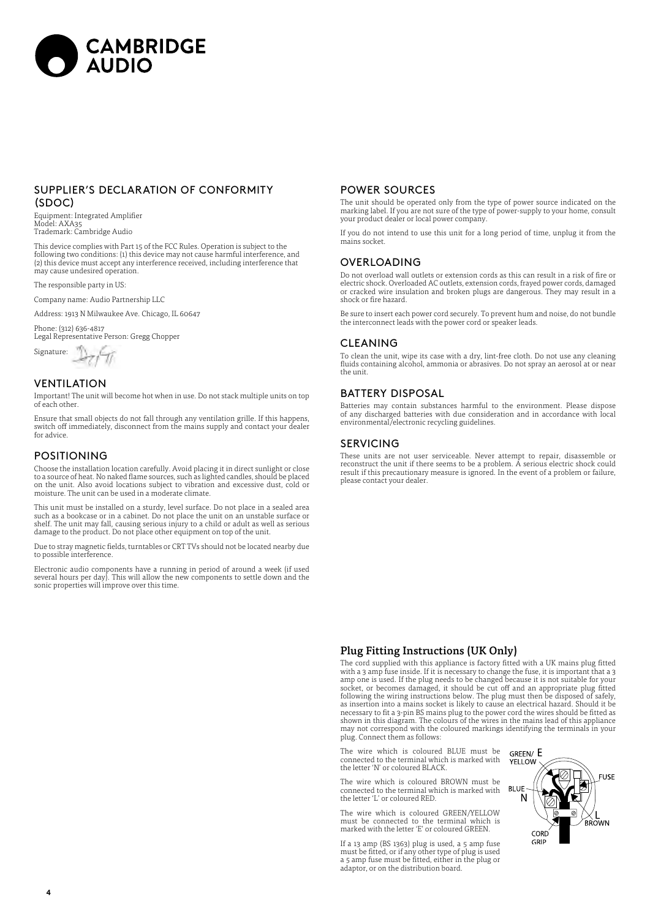## SUPPLIER'S DECLARATION OF CONFORMITY (SDOC)

Equipment: Integrated Amplifier
Model: AXA35
Trademark: Cambridge Audio

This device complies with Part 15 of the FCC Rules. Operation is subject to the following two conditions: (1) this device may not cause harmful interference, and (2) this device must accept any interference received, including interference that may cause undesired operation.

The responsible party in US:

Company name: Audio Partnership LLC

Address: 1913 N Milwaukee Ave. Chicago, IL 60647

Phone: (312) 636-4817
Legal Representative Person: Gregg Chopper

Signature:

## VENTILATION

Important! The unit will become hot when in use. Do not stack multiple units on top of each other.

Ensure that small objects do not fall through any ventilation grille. If this happens, switch off immediately, disconnect from the mains supply and contact your dealer for advice.

## POSITIONING

Choose the installation location carefully. Avoid placing it in direct sunlight or close to a source of heat. No naked flame sources, such as lighted candles, should be placed on the unit. Also avoid locations subject to vibration and excessive dust, cold or moisture. The unit can be used in a moderate climate.

This unit must be installed on a sturdy, level surface. Do not place in a sealed area such as a bookcase or in a cabinet. Do not place the unit on an unstable surface or shelf. The unit may fall, causing serious injury to a child or adult as well as serious damage to the product. Do not place other equipment on top of the unit.

Due to stray magnetic fields, turntables or CRT TVs should not be located nearby due to possible interference.

Electronic audio components have a running in period of around a week (if used several hours per day). This will allow the new components to settle down and the sonic properties will improve over this time.

## POWER SOURCES

The unit should be operated only from the type of power source indicated on the marking label. If you are not sure of the type of power-supply to your home, consult your product dealer or local power company.

If you do not intend to use this unit for a long period of time, unplug it from the mains socket.

## OVERLOADING

Do not overload wall outlets or extension cords as this can result in a risk of fire or electric shock. Overloaded AC outlets, extension cords, frayed power cords, damaged or cracked wire insulation and broken plugs are dangerous. They may result in a shock or fire hazard.

Be sure to insert each power cord securely. To prevent hum and noise, do not bundle the interconnect leads with the power cord or speaker leads.

## CLEANING

To clean the unit, wipe its case with a dry, lint-free cloth. Do not use any cleaning fluids containing alcohol, ammonia or abrasives. Do not spray an aerosol at or near the unit.

## BATTERY DISPOSAL

Batteries may contain substances harmful to the environment. Please dispose of any discharged batteries with due consideration and in accordance with local environmental/electronic recycling guidelines.

## SERVICING

These units are not user serviceable. Never attempt to repair, disassemble or reconstruct the unit if there seems to be a problem. A serious electric shock could result if this precautionary measure is ignored. In the event of a problem or failure, please contact your dealer.

## Plug Fitting Instructions (UK Only)

The cord supplied with this appliance is factory fitted with a UK mains plug fitted with a 3 amp fuse inside. If it is necessary to change the fuse, it is important that a 3 amp one is used. If the plug needs to be changed because it is not suitable for your socket, or becomes damaged, it should be cut off and an appropriate plug fitted following the wiring instructions below. The plug must then be disposed of safely, as insertion into a mains socket is likely to cause an electrical hazard. Should it be necessary to fit a 3-pin BS mains plug to the power cord the wires should be fitted as shown in this diagram. The colours of the wires in the mains lead of this appliance may not correspond with the coloured markings identifying the terminals in your plug. Connect them as follows:

The wire which is coloured BLUE must be connected to the terminal which is marked with the letter 'N' or coloured BLACK.

The wire which is coloured BROWN must be connected to the terminal which is marked with the letter 'L' or coloured RED.

The wire which is coloured GREEN/YELLOW must be connected to the terminal which is marked with the letter 'E' or coloured GREEN.

If a 13 amp (BS 1363) plug is used, a 5 amp fuse must be fitted, or if any other type of plug is used a 5 amp fuse must be fitted, either in the plug or adaptor, or on the distribution board.

GREEN/YELLOW E
FUSE
BLUE N
L BROWN
CORD GRIP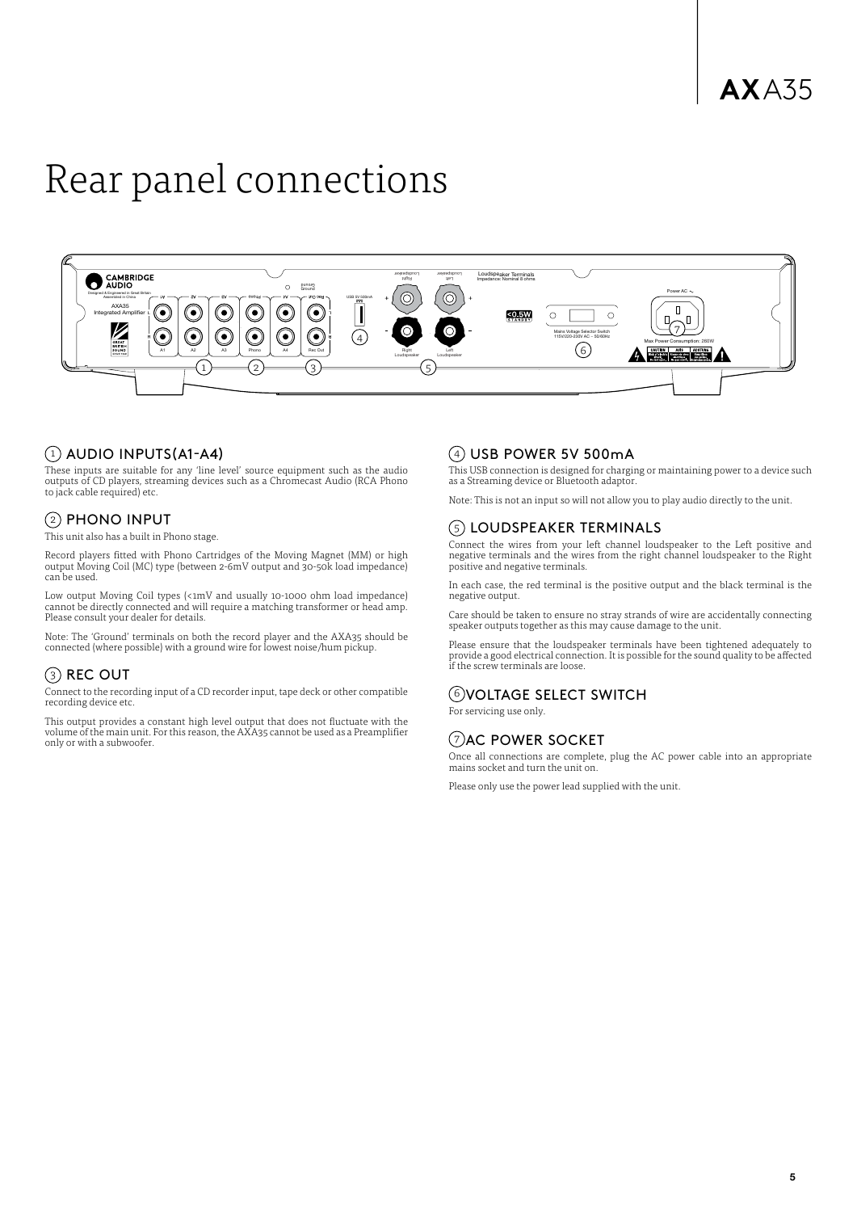# Rear panel connections

## 1 AUDIO INPUTS(A1-A4)

These inputs are suitable for any 'line level' source equipment such as the audio outputs of CD players, streaming devices such as a Chromecast Audio (RCA Phono to jack cable required) etc.

## 2 PHONO INPUT

This unit also has a built in Phono stage.

Record players fitted with Phono Cartridges of the Moving Magnet (MM) or high output Moving Coil (MC) type (between 2-6mV output and 30-50k load impedance) can be used.

Low output Moving Coil types (<1mV and usually 10-1000 ohm load impedance) cannot be directly connected and will require a matching transformer or head amp. Please consult your dealer for details.

Note: The 'Ground' terminals on both the record player and the AXA35 should be connected (where possible) with a ground wire for lowest noise/hum pickup.

## 3 REC OUT

Connect to the recording input of a CD recorder input, tape deck or other compatible recording device etc.

This output provides a constant high level output that does not fluctuate with the volume of the main unit. For this reason, the AXA35 cannot be used as a Preamplifier only or with a subwoofer.

## 4 USB POWER 5V 500mA

This USB connection is designed for charging or maintaining power to a device such as a Streaming device or Bluetooth adaptor.

Note: This is not an input so will not allow you to play audio directly to the unit.

## 5 LOUDSPEAKER TERMINALS

Connect the wires from your left channel loudspeaker to the Left positive and negative terminals and the wires from the right channel loudspeaker to the Right positive and negative terminals.

In each case, the red terminal is the positive output and the black terminal is the negative output.

Care should be taken to ensure no stray strands of wire are accidentally connecting speaker outputs together as this may cause damage to the unit.

Please ensure that the loudspeaker terminals have been tightened adequately to provide a good electrical connection. It is possible for the sound quality to be affected if the screw terminals are loose.

## 6 VOLTAGE SELECT SWITCH

For servicing use only.

## 7 AC POWER SOCKET

Once all connections are complete, plug the AC power cable into an appropriate mains socket and turn the unit on.

Please only use the power lead supplied with the unit.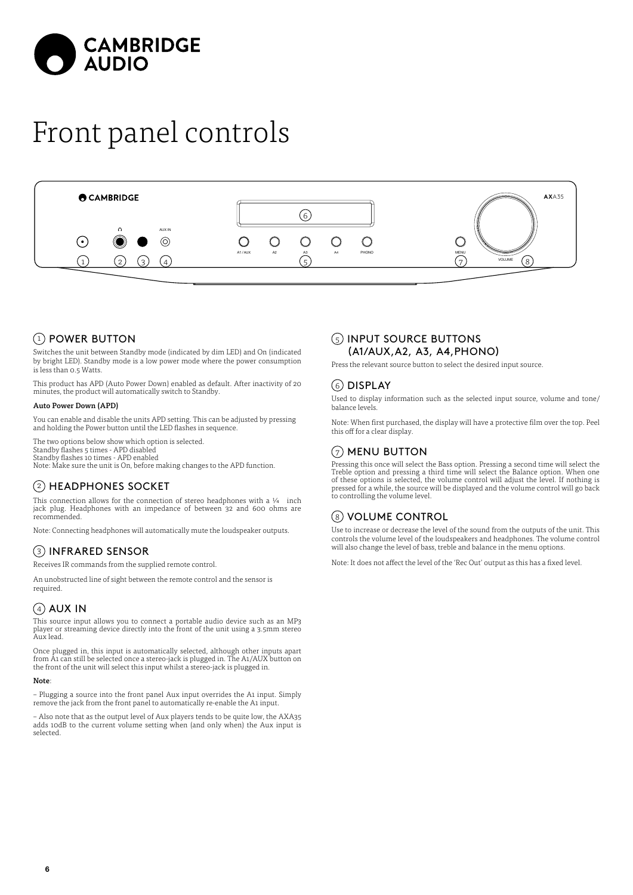# Front panel controls

## 1 POWER BUTTON

Switches the unit between Standby mode (indicated by dim LED) and On (indicated by bright LED). Standby mode is a low power mode where the power consumption is less than 0.5 Watts.

This product has APD (Auto Power Down) enabled as default. After inactivity of 20 minutes, the product will automatically switch to Standby.

**Auto Power Down (APD)**

You can enable and disable the units APD setting. This can be adjusted by pressing and holding the Power button until the LED flashes in sequence.

The two options below show which option is selected.
Standby flashes 5 times - APD disabled
Standby flashes 10 times - APD enabled
Note: Make sure the unit is On, before making changes to the APD function.

## 2 HEADPHONES SOCKET

This connection allows for the connection of stereo headphones with a ¼ inch jack plug. Headphones with an impedance of between 32 and 600 ohms are recommended.

Note: Connecting headphones will automatically mute the loudspeaker outputs.

## 3 INFRARED SENSOR

Receives IR commands from the supplied remote control.

An unobstructed line of sight between the remote control and the sensor is required.

## 4 AUX IN

This source input allows you to connect a portable audio device such as an MP3 player or streaming device directly into the front of the unit using a 3.5mm stereo Aux lead.

Once plugged in, this input is automatically selected, although other inputs apart from A1 can still be selected once a stereo-jack is plugged in. The A1/AUX button on the front of the unit will select this input whilst a stereo-jack is plugged in.

**Note**:

– Plugging a source into the front panel Aux input overrides the A1 input. Simply remove the jack from the front panel to automatically re-enable the A1 input.

– Also note that as the output level of Aux players tends to be quite low, the AXA35 adds 10dB to the current volume setting when (and only when) the Aux input is selected.

## 5 INPUT SOURCE BUTTONS (A1/AUX,A2, A3, A4,PHONO)

Press the relevant source button to select the desired input source.

## 6 DISPLAY

Used to display information such as the selected input source, volume and tone/balance levels.

Note: When first purchased, the display will have a protective film over the top. Peel this off for a clear display.

## 7 MENU BUTTON

Pressing this once will select the Bass option. Pressing a second time will select the Treble option and pressing a third time will select the Balance option. When one of these options is selected, the volume control will adjust the level. If nothing is pressed for a while, the source will be displayed and the volume control will go back to controlling the volume level.

## 8 VOLUME CONTROL

Use to increase or decrease the level of the sound from the outputs of the unit. This controls the volume level of the loudspeakers and headphones. The volume control will also change the level of bass, treble and balance in the menu options.

Note: It does not affect the level of the 'Rec Out' output as this has a fixed level.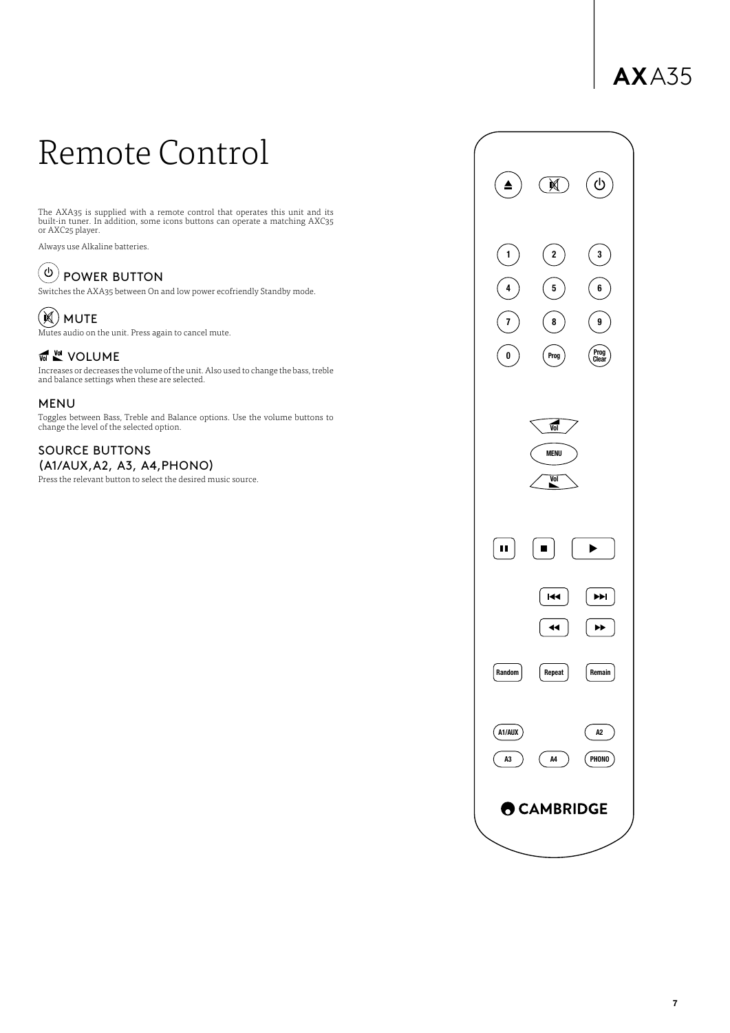# Remote Control

The AXA35 is supplied with a remote control that operates this unit and its built-in tuner. In addition, some icons buttons can operate a matching AXC35 or AXC25 player.

Always use Alkaline batteries.

## POWER BUTTON

Switches the AXA35 between On and low power ecofriendly Standby mode.

## MUTE

Mutes audio on the unit. Press again to cancel mute.

## VOLUME

Increases or decreases the volume of the unit. Also used to change the bass, treble and balance settings when these are selected.

## MENU

Toggles between Bass, Treble and Balance options. Use the volume buttons to change the level of the selected option.

## SOURCE BUTTONS (A1/AUX,A2, A3, A4,PHONO)

Press the relevant button to select the desired music source.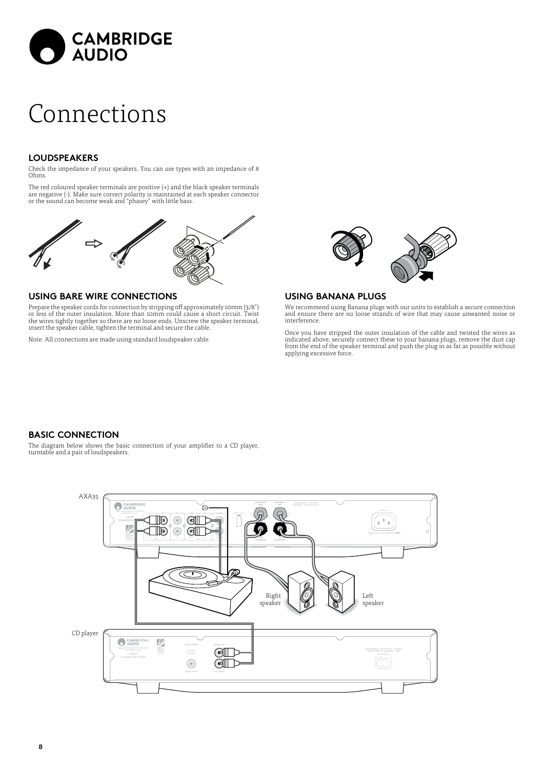# Connections

## LOUDSPEAKERS

Check the impedance of your speakers. You can use types with an impedance of 8 Ohms.

The red coloured speaker terminals are positive (+) and the black speaker terminals are negative (-). Make sure correct polarity is maintained at each speaker connector or the sound can become weak and "phasey" with little bass.

## USING BARE WIRE CONNECTIONS

Prepare the speaker cords for connection by stripping off approximately 10mm (3/8") or less of the outer insulation. More than 10mm could cause a short circuit. Twist the wires tightly together so there are no loose ends. Unscrew the speaker terminal, insert the speaker cable, tighten the terminal and secure the cable.

Note: All connections are made using standard loudspeaker cable.

## USING BANANA PLUGS

We recommend using Banana plugs with our units to establish a secure connection and ensure there are no loose strands of wire that may cause unwanted noise or interference.

Once you have stripped the outer insulation of the cable and twisted the wires as indicated above, securely connect these to your banana plugs, remove the dust cap from the end of the speaker terminal and push the plug in as far as possible without applying excessive force.

## BASIC CONNECTION

The diagram below shows the basic connection of your amplifier to a CD player, turntable and a pair of loudspeakers.

AXA35

Right speaker

Left speaker

CD player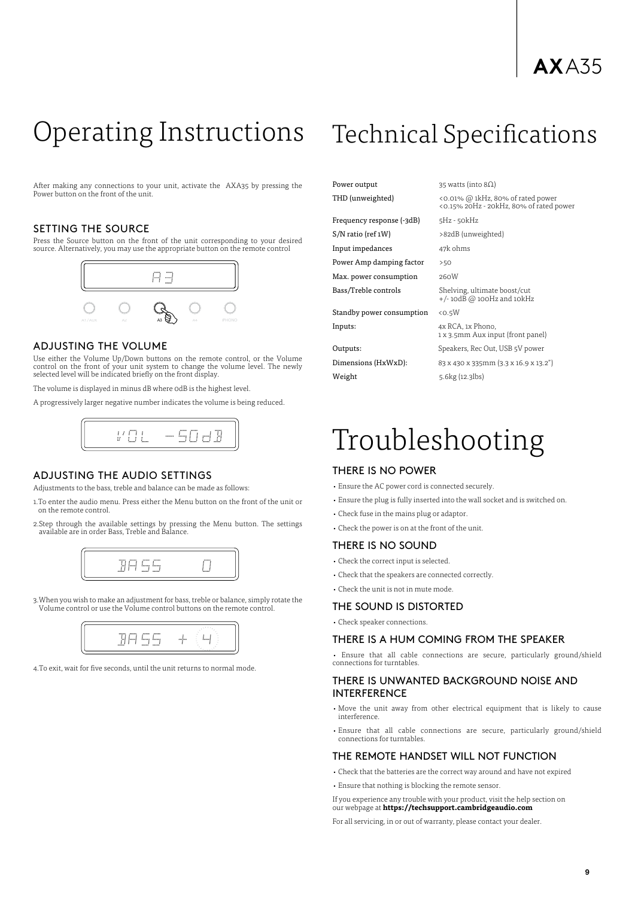# Operating Instructions

After making any connections to your unit, activate the AXA35 by pressing the Power button on the front of the unit.

## SETTING THE SOURCE

Press the Source button on the front of the unit corresponding to your desired source. Alternatively, you may use the appropriate button on the remote control

## ADJUSTING THE VOLUME

Use either the Volume Up/Down buttons on the remote control, or the Volume control on the front of your unit system to change the volume level. The newly selected level will be indicated briefly on the front display.

The volume is displayed in minus dB where 0dB is the highest level.

A progressively larger negative number indicates the volume is being reduced.

## ADJUSTING THE AUDIO SETTINGS

Adjustments to the bass, treble and balance can be made as follows:

1. To enter the audio menu. Press either the Menu button on the front of the unit or on the remote control.
2. Step through the available settings by pressing the Menu button. The settings available are in order Bass, Treble and Balance.
3. When you wish to make an adjustment for bass, treble or balance, simply rotate the Volume control or use the Volume control buttons on the remote control.
4. To exit, wait for five seconds, until the unit returns to normal mode.

# Technical Specifications

| | |
|---|---|
| Power output | 35 watts (into 8Ω) |
| THD (unweighted) | <0.01% @ 1kHz, 80% of rated power<br><0.15% 20Hz - 20kHz, 80% of rated power |
| Frequency response (-3dB) | 5Hz - 50kHz |
| S/N ratio (ref 1W) | >82dB (unweighted) |
| Input impedances | 47k ohms |
| Power Amp damping factor | >50 |
| Max. power consumption | 260W |
| Bass/Treble controls | Shelving, ultimate boost/cut<br>+/- 10dB @ 100Hz and 10kHz |
| Standby power consumption | <0.5W |
| Inputs: | 4x RCA, 1x Phono,<br>1 x 3.5mm Aux input (front panel) |
| Outputs: | Speakers, Rec Out, USB 5V power |
| Dimensions (HxWxD): | 83 x 430 x 335mm (3.3 x 16.9 x 13.2") |
| Weight | 5.6kg (12.3lbs) |

# Troubleshooting

## THERE IS NO POWER

- Ensure the AC power cord is connected securely.
- Ensure the plug is fully inserted into the wall socket and is switched on.
- Check fuse in the mains plug or adaptor.
- Check the power is on at the front of the unit.

## THERE IS NO SOUND

- Check the correct input is selected.
- Check that the speakers are connected correctly.
- Check the unit is not in mute mode.

## THE SOUND IS DISTORTED

- Check speaker connections.

## THERE IS A HUM COMING FROM THE SPEAKER

- Ensure that all cable connections are secure, particularly ground/shield connections for turntables.

## THERE IS UNWANTED BACKGROUND NOISE AND INTERFERENCE

- Move the unit away from other electrical equipment that is likely to cause interference.
- Ensure that all cable connections are secure, particularly ground/shield connections for turntables.

## THE REMOTE HANDSET WILL NOT FUNCTION

- Check that the batteries are the correct way around and have not expired
- Ensure that nothing is blocking the remote sensor.

If you experience any trouble with your product, visit the help section on our webpage at **https://techsupport.cambridgeaudio.com**

For all servicing, in or out of warranty, please contact your dealer.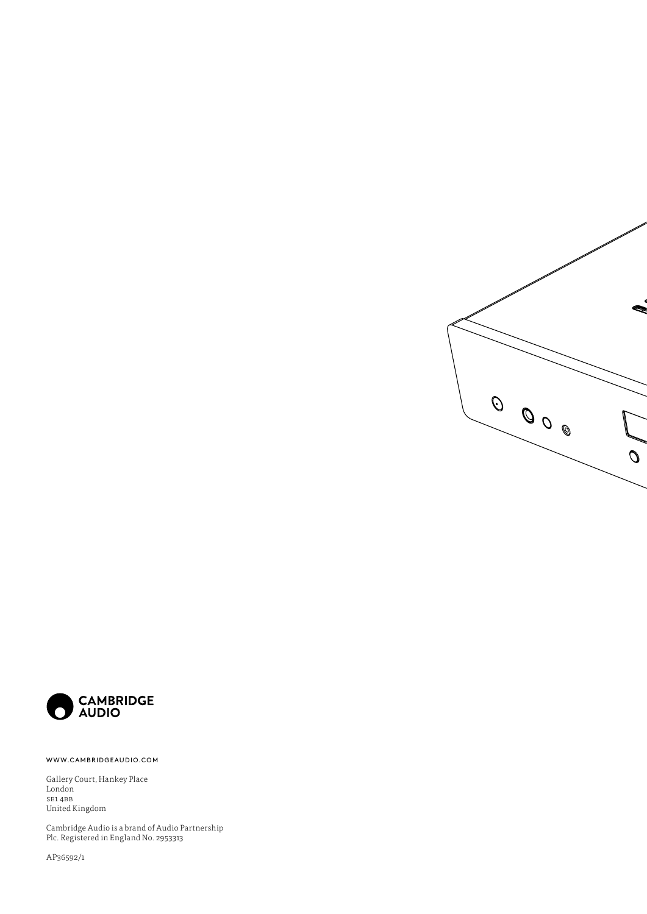CAMBRIDGE
AUDIO

WWW.CAMBRIDGEAUDIO.COM

Gallery Court, Hankey Place
London
SE1 4BB
United Kingdom

Cambridge Audio is a brand of Audio Partnership Plc. Registered in England No. 2953313

AP36592/1